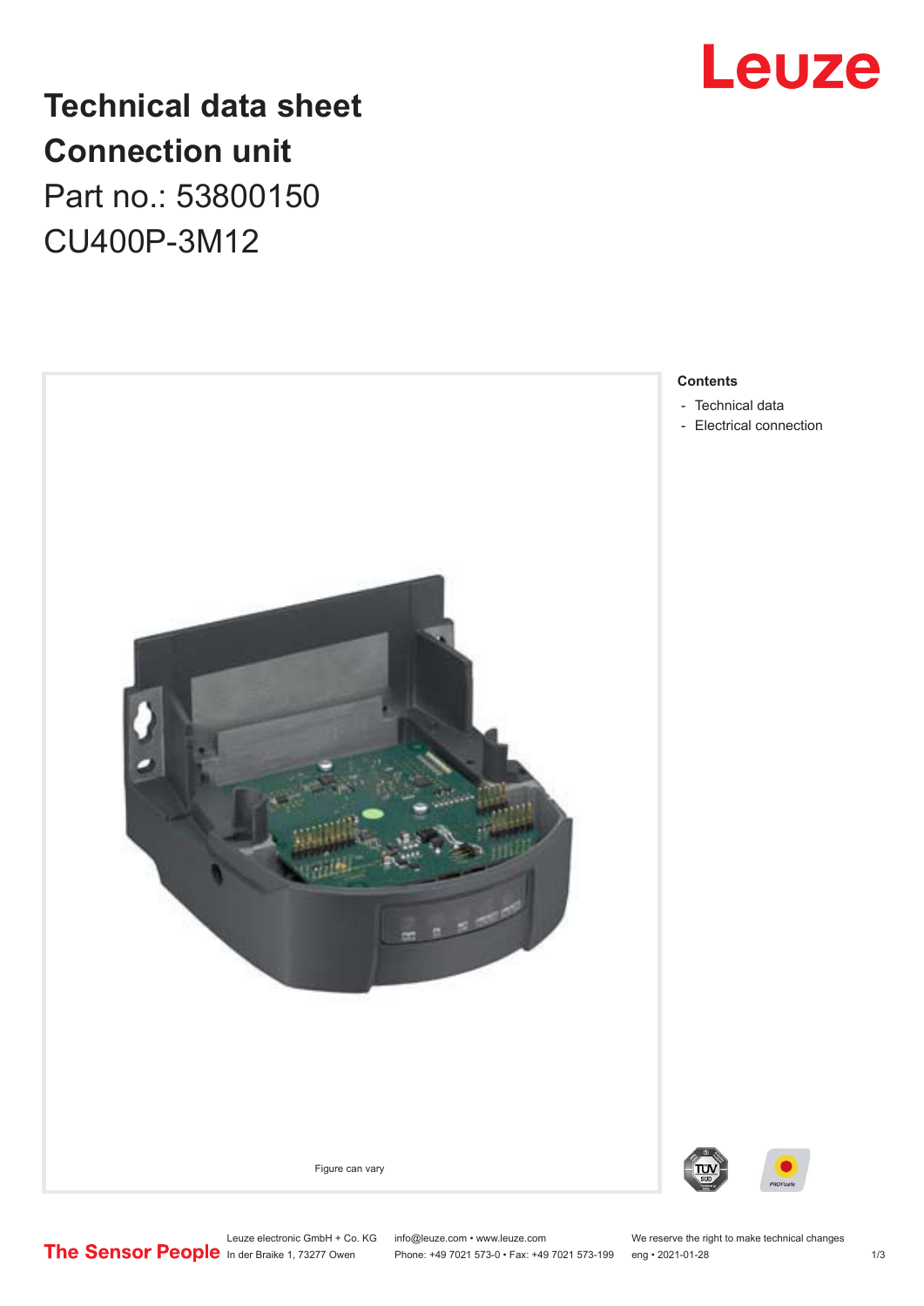# Technical data sheet
# Connection unit
Part no.: 53800150

CU400P-3M12

Leuze

Figure can vary

**Contents**

- Technical data
- Electrical connection

Leuze electronic GmbH + Co. KG
In der Braike 1, 73277 Owen

info@leuze.com • www.leuze.com
Phone: +49 7021 573-0 • Fax: +49 7021 573-199

We reserve the right to make technical changes
eng • 2021-01-28

The Sensor People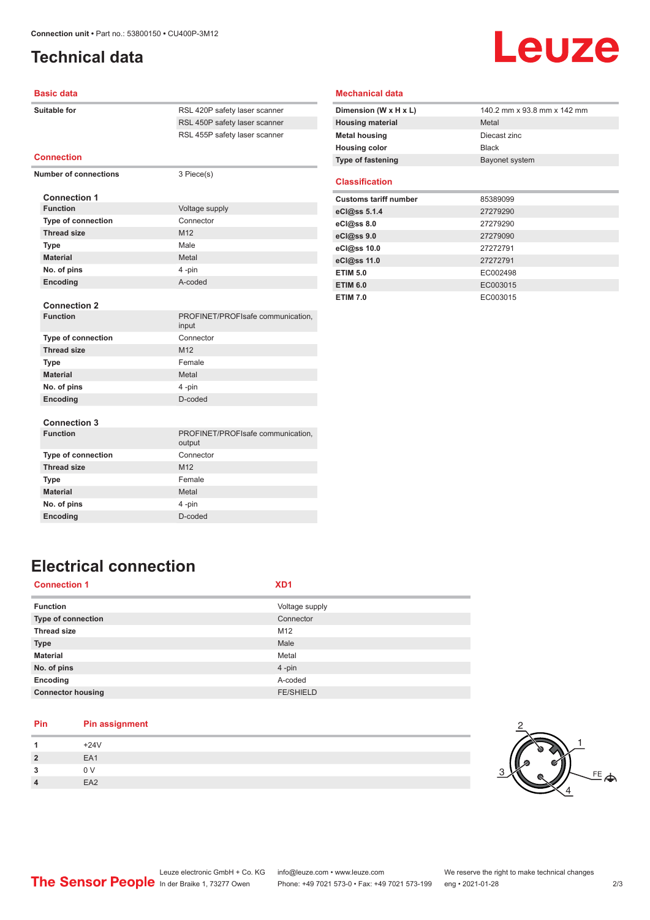# Technical data

## Basic data

| | |
|---|---|
| **Suitable for** | RSL 420P safety laser scanner |
| | RSL 450P safety laser scanner |
| | RSL 455P safety laser scanner |

## Connection

| | |
|---|---|
| **Number of connections** | 3 Piece(s) |

### Connection 1

| | |
|---|---|
| **Function** | Voltage supply |
| **Type of connection** | Connector |
| **Thread size** | M12 |
| **Type** | Male |
| **Material** | Metal |
| **No. of pins** | 4 -pin |
| **Encoding** | A-coded |

### Connection 2

| | |
|---|---|
| **Function** | PROFINET/PROFIsafe communication, input |
| **Type of connection** | Connector |
| **Thread size** | M12 |
| **Type** | Female |
| **Material** | Metal |
| **No. of pins** | 4 -pin |
| **Encoding** | D-coded |

### Connection 3

| | |
|---|---|
| **Function** | PROFINET/PROFIsafe communication, output |
| **Type of connection** | Connector |
| **Thread size** | M12 |
| **Type** | Female |
| **Material** | Metal |
| **No. of pins** | 4 -pin |
| **Encoding** | D-coded |

## Mechanical data

| | |
|---|---|
| **Dimension (W x H x L)** | 140.2 mm x 93.8 mm x 142 mm |
| **Housing material** | Metal |
| **Metal housing** | Diecast zinc |
| **Housing color** | Black |
| **Type of fastening** | Bayonet system |

## Classification

| | |
|---|---|
| **Customs tariff number** | 85389099 |
| **eCl@ss 5.1.4** | 27279290 |
| **eCl@ss 8.0** | 27279290 |
| **eCl@ss 9.0** | 27279090 |
| **eCl@ss 10.0** | 27272791 |
| **eCl@ss 11.0** | 27272791 |
| **ETIM 5.0** | EC002498 |
| **ETIM 6.0** | EC003015 |
| **ETIM 7.0** | EC003015 |

# Electrical connection

| Connection 1 | XD1 |
|---|---|
| **Function** | Voltage supply |
| **Type of connection** | Connector |
| **Thread size** | M12 |
| **Type** | Male |
| **Material** | Metal |
| **No. of pins** | 4 -pin |
| **Encoding** | A-coded |
| **Connector housing** | FE/SHIELD |

| Pin | Pin assignment |
|---|---|
| **1** | +24V |
| **2** | EA1 |
| **3** | 0 V |
| **4** | EA2 |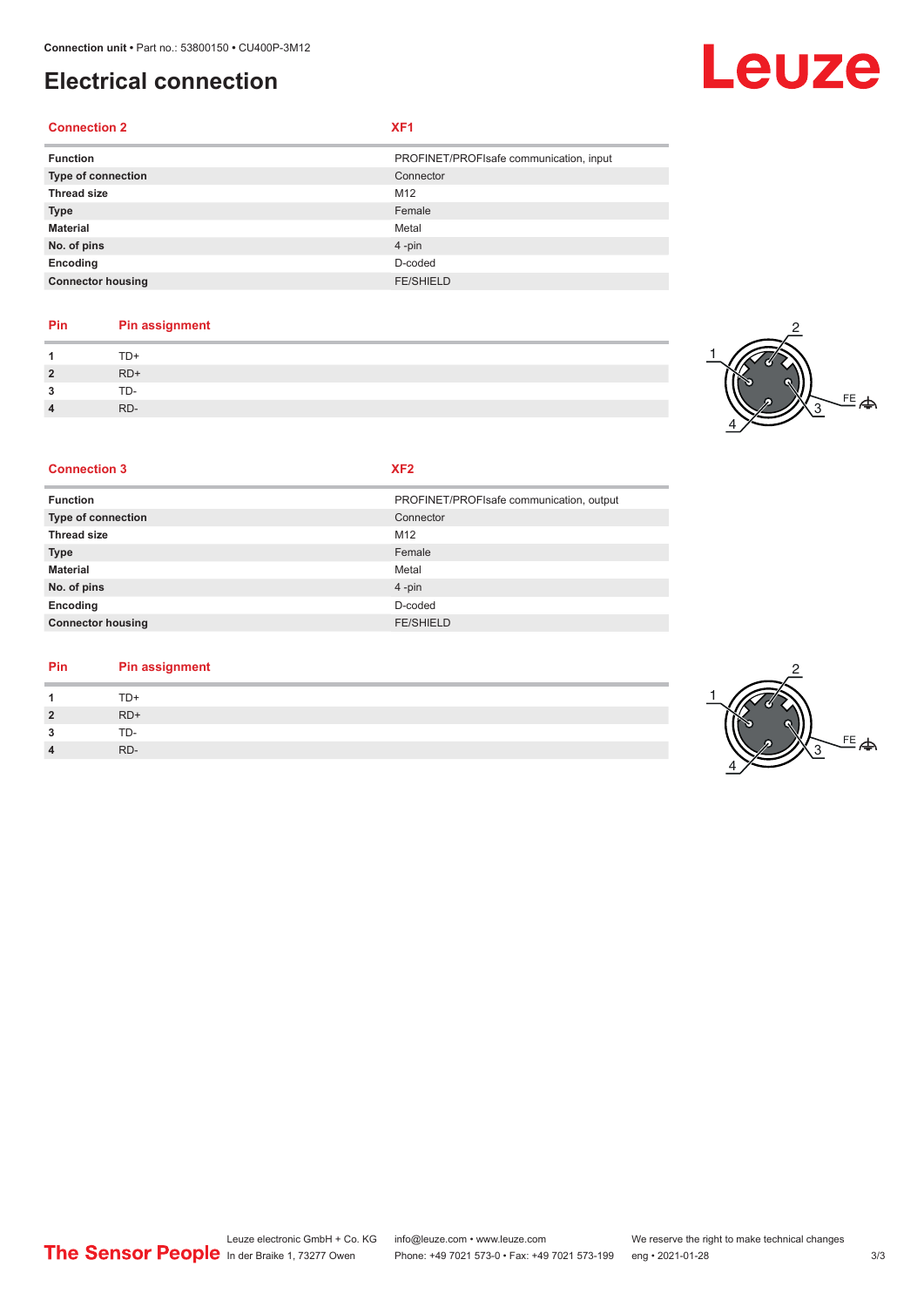# Electrical connection

| Connection 2 | XF1 |
| --- | --- |
| Function | PROFINET/PROFIsafe communication, input |
| Type of connection | Connector |
| Thread size | M12 |
| Type | Female |
| Material | Metal |
| No. of pins | 4 -pin |
| Encoding | D-coded |
| Connector housing | FE/SHIELD |

| Pin | Pin assignment |
| --- | --- |
| 1 | TD+ |
| 2 | RD+ |
| 3 | TD- |
| 4 | RD- |

| Connection 3 | XF2 |
| --- | --- |
| Function | PROFINET/PROFIsafe communication, output |
| Type of connection | Connector |
| Thread size | M12 |
| Type | Female |
| Material | Metal |
| No. of pins | 4 -pin |
| Encoding | D-coded |
| Connector housing | FE/SHIELD |

| Pin | Pin assignment |
| --- | --- |
| 1 | TD+ |
| 2 | RD+ |
| 3 | TD- |
| 4 | RD- |